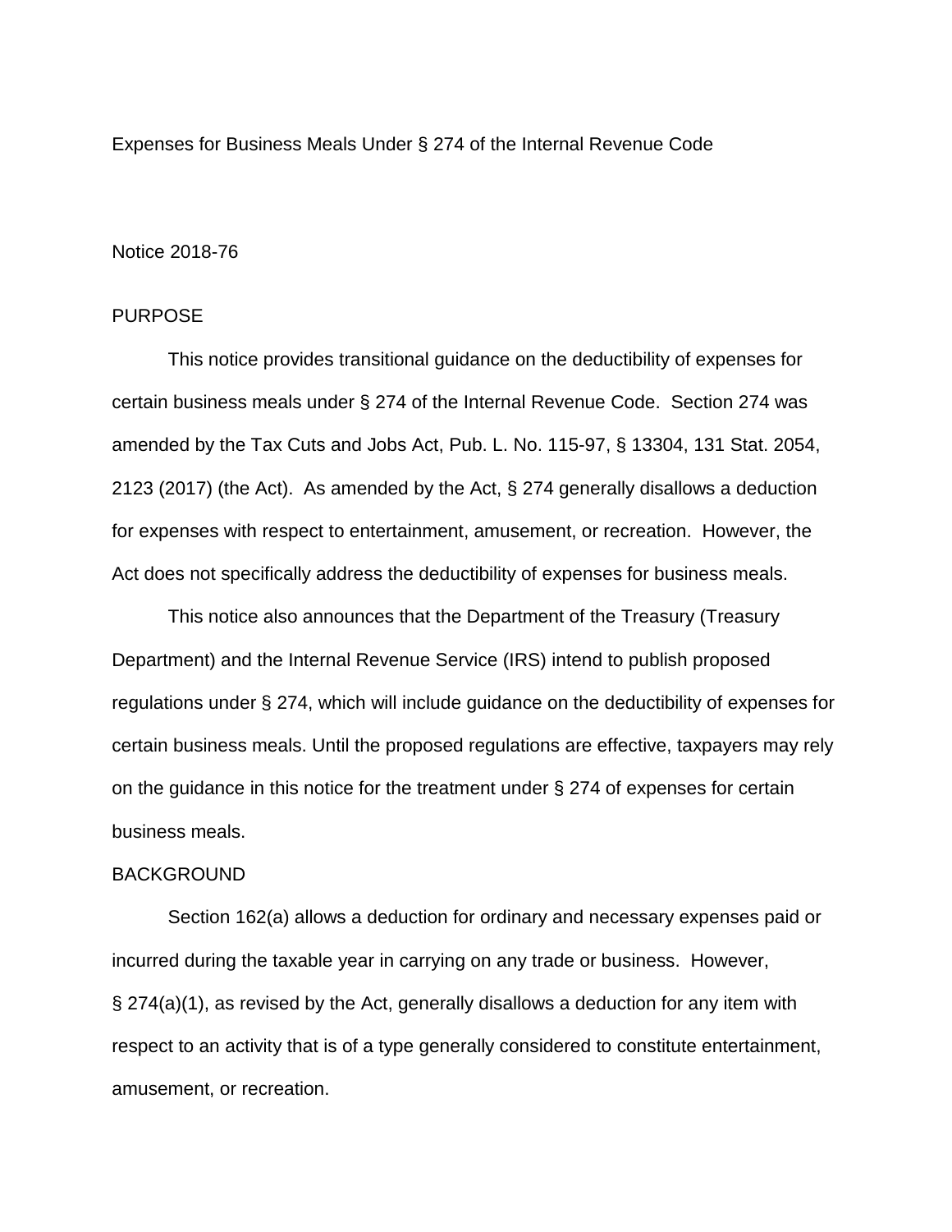# Expenses for Business Meals Under § 274 of the Internal Revenue Code

Notice 2018-76

## PURPOSE

This notice provides transitional guidance on the deductibility of expenses for certain business meals under § 274 of the Internal Revenue Code. Section 274 was amended by the Tax Cuts and Jobs Act, Pub. L. No. 115-97, § 13304, 131 Stat. 2054, 2123 (2017) (the Act). As amended by the Act, § 274 generally disallows a deduction for expenses with respect to entertainment, amusement, or recreation. However, the Act does not specifically address the deductibility of expenses for business meals.

This notice also announces that the Department of the Treasury (Treasury Department) and the Internal Revenue Service (IRS) intend to publish proposed regulations under § 274, which will include guidance on the deductibility of expenses for certain business meals. Until the proposed regulations are effective, taxpayers may rely on the guidance in this notice for the treatment under § 274 of expenses for certain business meals.

## BACKGROUND

Section 162(a) allows a deduction for ordinary and necessary expenses paid or incurred during the taxable year in carrying on any trade or business. However, § 274(a)(1), as revised by the Act, generally disallows a deduction for any item with respect to an activity that is of a type generally considered to constitute entertainment, amusement, or recreation.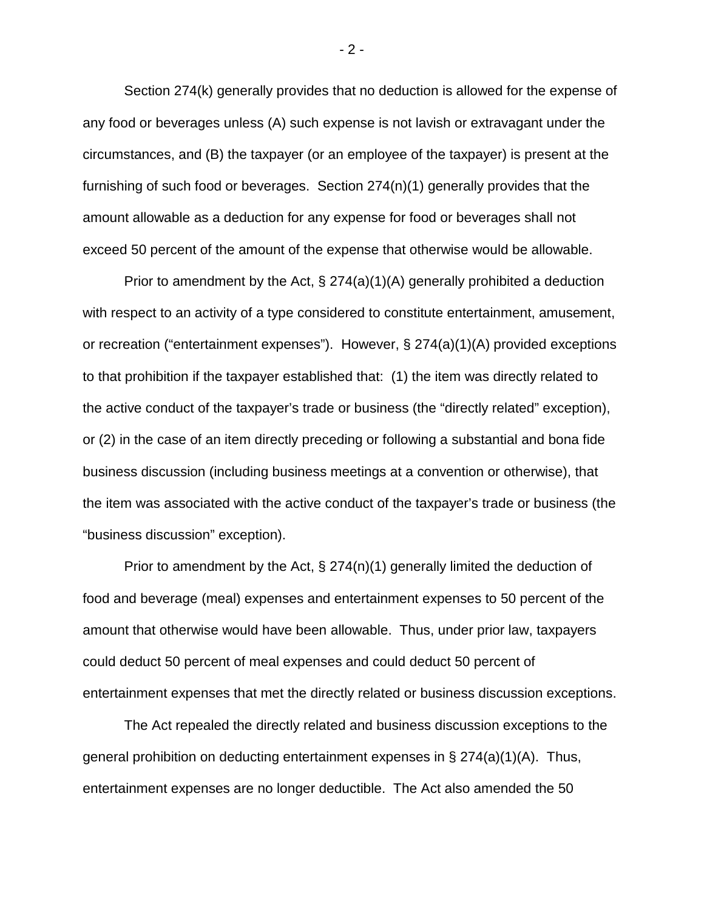Section 274(k) generally provides that no deduction is allowed for the expense of any food or beverages unless (A) such expense is not lavish or extravagant under the circumstances, and (B) the taxpayer (or an employee of the taxpayer) is present at the furnishing of such food or beverages. Section 274(n)(1) generally provides that the amount allowable as a deduction for any expense for food or beverages shall not exceed 50 percent of the amount of the expense that otherwise would be allowable.

Prior to amendment by the Act, § 274(a)(1)(A) generally prohibited a deduction with respect to an activity of a type considered to constitute entertainment, amusement, or recreation ("entertainment expenses"). However, § 274(a)(1)(A) provided exceptions to that prohibition if the taxpayer established that: (1) the item was directly related to the active conduct of the taxpayer's trade or business (the "directly related" exception), or (2) in the case of an item directly preceding or following a substantial and bona fide business discussion (including business meetings at a convention or otherwise), that the item was associated with the active conduct of the taxpayer's trade or business (the "business discussion" exception).

Prior to amendment by the Act, § 274(n)(1) generally limited the deduction of food and beverage (meal) expenses and entertainment expenses to 50 percent of the amount that otherwise would have been allowable. Thus, under prior law, taxpayers could deduct 50 percent of meal expenses and could deduct 50 percent of entertainment expenses that met the directly related or business discussion exceptions.

The Act repealed the directly related and business discussion exceptions to the general prohibition on deducting entertainment expenses in § 274(a)(1)(A). Thus, entertainment expenses are no longer deductible. The Act also amended the 50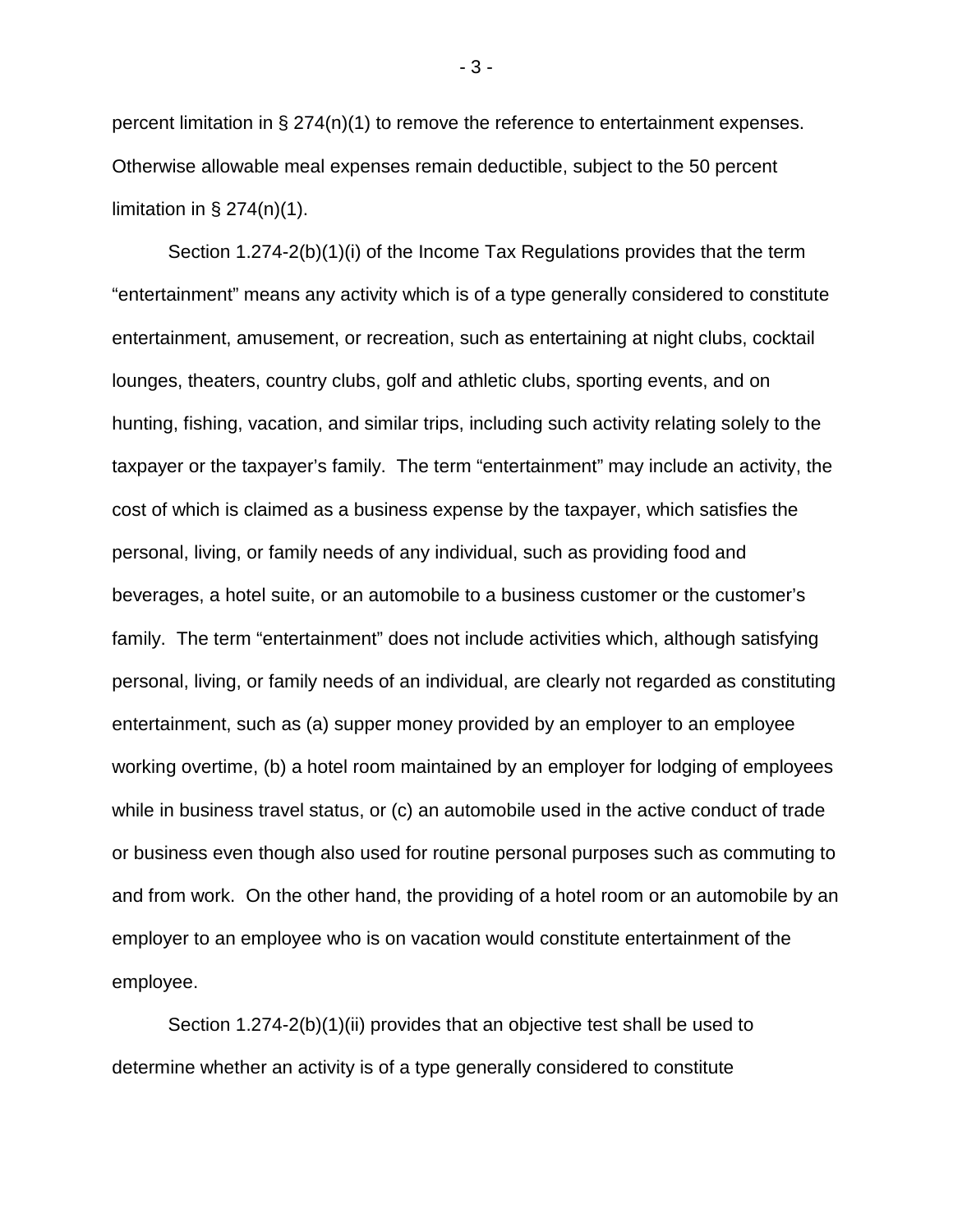percent limitation in § 274(n)(1) to remove the reference to entertainment expenses. Otherwise allowable meal expenses remain deductible, subject to the 50 percent limitation in § 274(n)(1).

Section 1.274-2(b)(1)(i) of the Income Tax Regulations provides that the term "entertainment" means any activity which is of a type generally considered to constitute entertainment, amusement, or recreation, such as entertaining at night clubs, cocktail lounges, theaters, country clubs, golf and athletic clubs, sporting events, and on hunting, fishing, vacation, and similar trips, including such activity relating solely to the taxpayer or the taxpayer's family. The term "entertainment" may include an activity, the cost of which is claimed as a business expense by the taxpayer, which satisfies the personal, living, or family needs of any individual, such as providing food and beverages, a hotel suite, or an automobile to a business customer or the customer's family. The term "entertainment" does not include activities which, although satisfying personal, living, or family needs of an individual, are clearly not regarded as constituting entertainment, such as (a) supper money provided by an employer to an employee working overtime, (b) a hotel room maintained by an employer for lodging of employees while in business travel status, or (c) an automobile used in the active conduct of trade or business even though also used for routine personal purposes such as commuting to and from work. On the other hand, the providing of a hotel room or an automobile by an employer to an employee who is on vacation would constitute entertainment of the employee.

Section 1.274-2(b)(1)(ii) provides that an objective test shall be used to determine whether an activity is of a type generally considered to constitute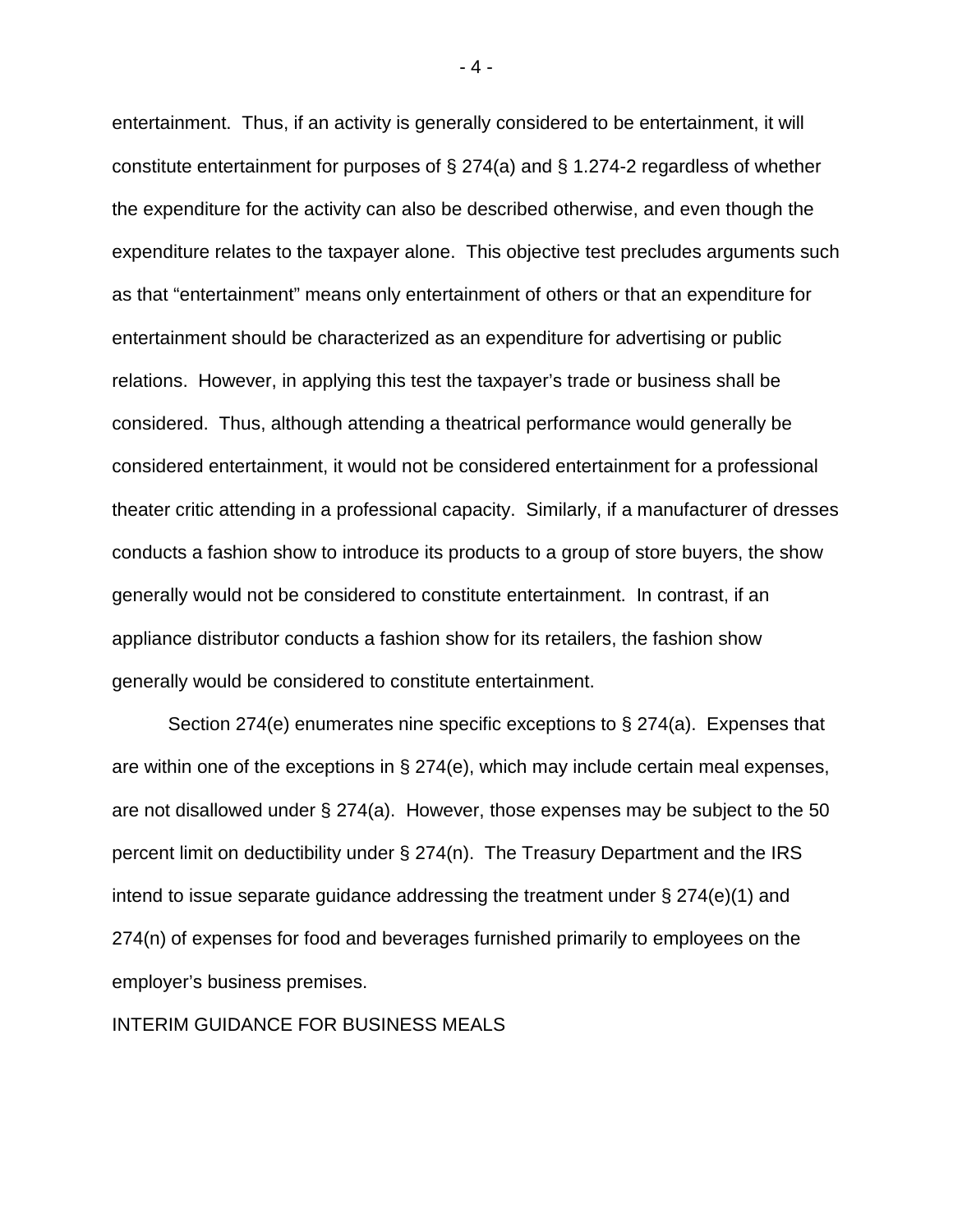entertainment. Thus, if an activity is generally considered to be entertainment, it will constitute entertainment for purposes of § 274(a) and § 1.274-2 regardless of whether the expenditure for the activity can also be described otherwise, and even though the expenditure relates to the taxpayer alone. This objective test precludes arguments such as that "entertainment" means only entertainment of others or that an expenditure for entertainment should be characterized as an expenditure for advertising or public relations. However, in applying this test the taxpayer's trade or business shall be considered. Thus, although attending a theatrical performance would generally be considered entertainment, it would not be considered entertainment for a professional theater critic attending in a professional capacity. Similarly, if a manufacturer of dresses conducts a fashion show to introduce its products to a group of store buyers, the show generally would not be considered to constitute entertainment. In contrast, if an appliance distributor conducts a fashion show for its retailers, the fashion show generally would be considered to constitute entertainment.

Section 274(e) enumerates nine specific exceptions to § 274(a). Expenses that are within one of the exceptions in § 274(e), which may include certain meal expenses, are not disallowed under § 274(a). However, those expenses may be subject to the 50 percent limit on deductibility under § 274(n). The Treasury Department and the IRS intend to issue separate guidance addressing the treatment under § 274(e)(1) and 274(n) of expenses for food and beverages furnished primarily to employees on the employer's business premises.

## INTERIM GUIDANCE FOR BUSINESS MEALS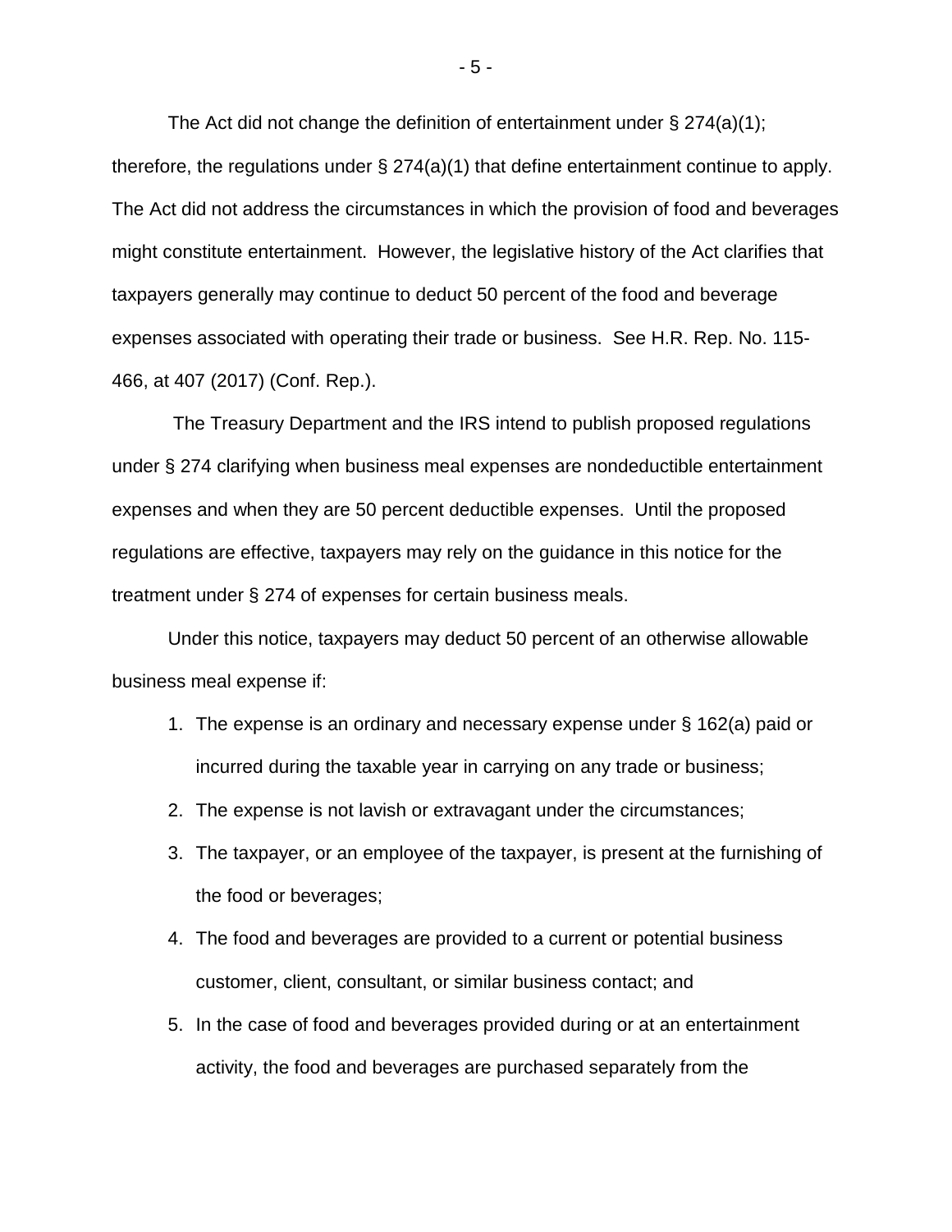The Act did not change the definition of entertainment under § 274(a)(1); therefore, the regulations under § 274(a)(1) that define entertainment continue to apply. The Act did not address the circumstances in which the provision of food and beverages might constitute entertainment. However, the legislative history of the Act clarifies that taxpayers generally may continue to deduct 50 percent of the food and beverage expenses associated with operating their trade or business. See H.R. Rep. No. 115-466, at 407 (2017) (Conf. Rep.).

The Treasury Department and the IRS intend to publish proposed regulations under § 274 clarifying when business meal expenses are nondeductible entertainment expenses and when they are 50 percent deductible expenses. Until the proposed regulations are effective, taxpayers may rely on the guidance in this notice for the treatment under § 274 of expenses for certain business meals.

Under this notice, taxpayers may deduct 50 percent of an otherwise allowable business meal expense if:

1. The expense is an ordinary and necessary expense under § 162(a) paid or incurred during the taxable year in carrying on any trade or business;
2. The expense is not lavish or extravagant under the circumstances;
3. The taxpayer, or an employee of the taxpayer, is present at the furnishing of the food or beverages;
4. The food and beverages are provided to a current or potential business customer, client, consultant, or similar business contact; and
5. In the case of food and beverages provided during or at an entertainment activity, the food and beverages are purchased separately from the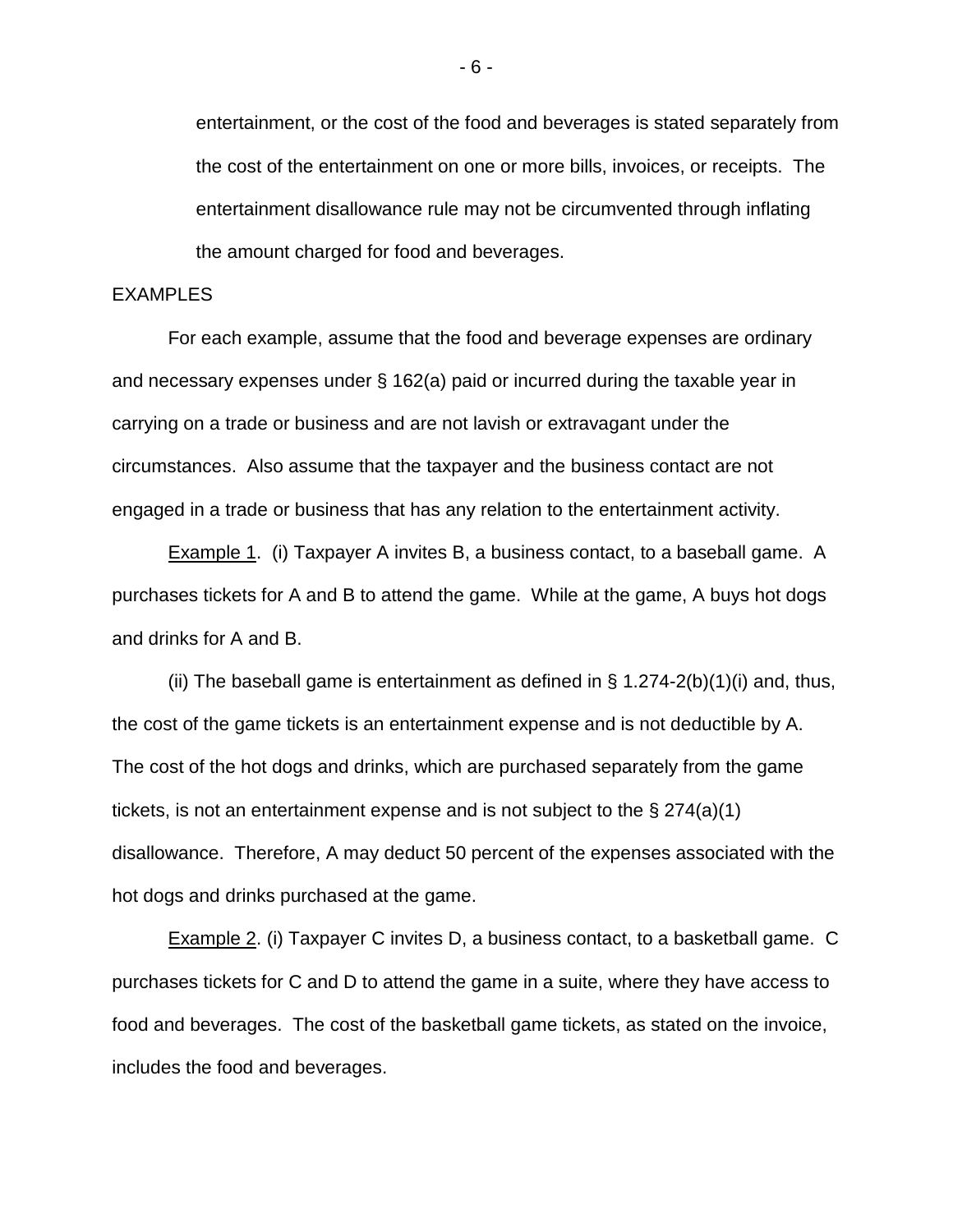entertainment, or the cost of the food and beverages is stated separately from the cost of the entertainment on one or more bills, invoices, or receipts. The entertainment disallowance rule may not be circumvented through inflating the amount charged for food and beverages.

EXAMPLES

For each example, assume that the food and beverage expenses are ordinary and necessary expenses under § 162(a) paid or incurred during the taxable year in carrying on a trade or business and are not lavish or extravagant under the circumstances. Also assume that the taxpayer and the business contact are not engaged in a trade or business that has any relation to the entertainment activity.

Example 1. (i) Taxpayer A invites B, a business contact, to a baseball game. A purchases tickets for A and B to attend the game. While at the game, A buys hot dogs and drinks for A and B.

(ii) The baseball game is entertainment as defined in § 1.274-2(b)(1)(i) and, thus, the cost of the game tickets is an entertainment expense and is not deductible by A. The cost of the hot dogs and drinks, which are purchased separately from the game tickets, is not an entertainment expense and is not subject to the § 274(a)(1) disallowance. Therefore, A may deduct 50 percent of the expenses associated with the hot dogs and drinks purchased at the game.

Example 2. (i) Taxpayer C invites D, a business contact, to a basketball game. C purchases tickets for C and D to attend the game in a suite, where they have access to food and beverages. The cost of the basketball game tickets, as stated on the invoice, includes the food and beverages.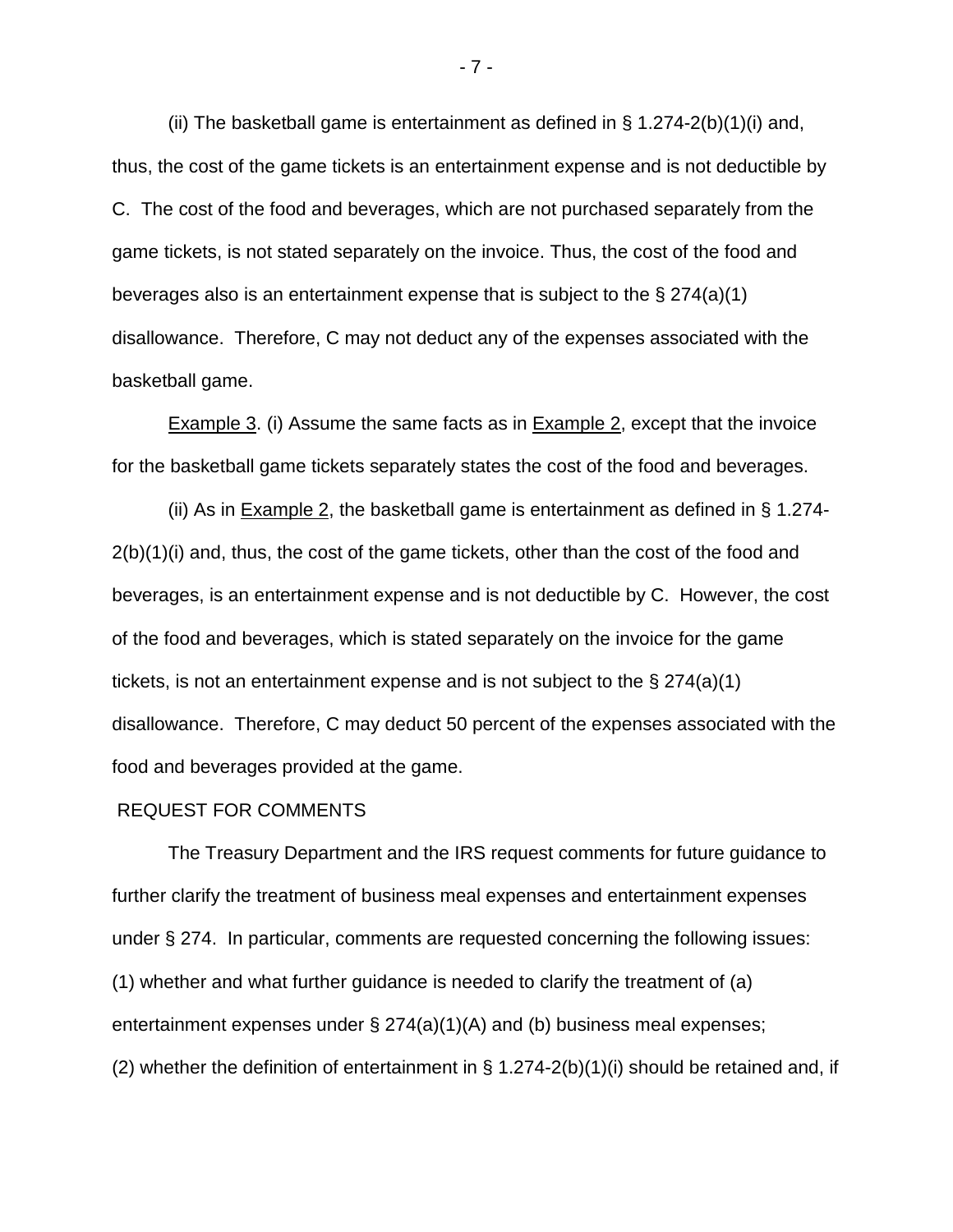(ii) The basketball game is entertainment as defined in § 1.274-2(b)(1)(i) and, thus, the cost of the game tickets is an entertainment expense and is not deductible by C. The cost of the food and beverages, which are not purchased separately from the game tickets, is not stated separately on the invoice. Thus, the cost of the food and beverages also is an entertainment expense that is subject to the § 274(a)(1) disallowance. Therefore, C may not deduct any of the expenses associated with the basketball game.

Example 3. (i) Assume the same facts as in Example 2, except that the invoice for the basketball game tickets separately states the cost of the food and beverages.

(ii) As in Example 2, the basketball game is entertainment as defined in § 1.274-2(b)(1)(i) and, thus, the cost of the game tickets, other than the cost of the food and beverages, is an entertainment expense and is not deductible by C. However, the cost of the food and beverages, which is stated separately on the invoice for the game tickets, is not an entertainment expense and is not subject to the § 274(a)(1) disallowance. Therefore, C may deduct 50 percent of the expenses associated with the food and beverages provided at the game.

## REQUEST FOR COMMENTS

The Treasury Department and the IRS request comments for future guidance to further clarify the treatment of business meal expenses and entertainment expenses under § 274. In particular, comments are requested concerning the following issues:
(1) whether and what further guidance is needed to clarify the treatment of (a) entertainment expenses under § 274(a)(1)(A) and (b) business meal expenses;
(2) whether the definition of entertainment in § 1.274-2(b)(1)(i) should be retained and, if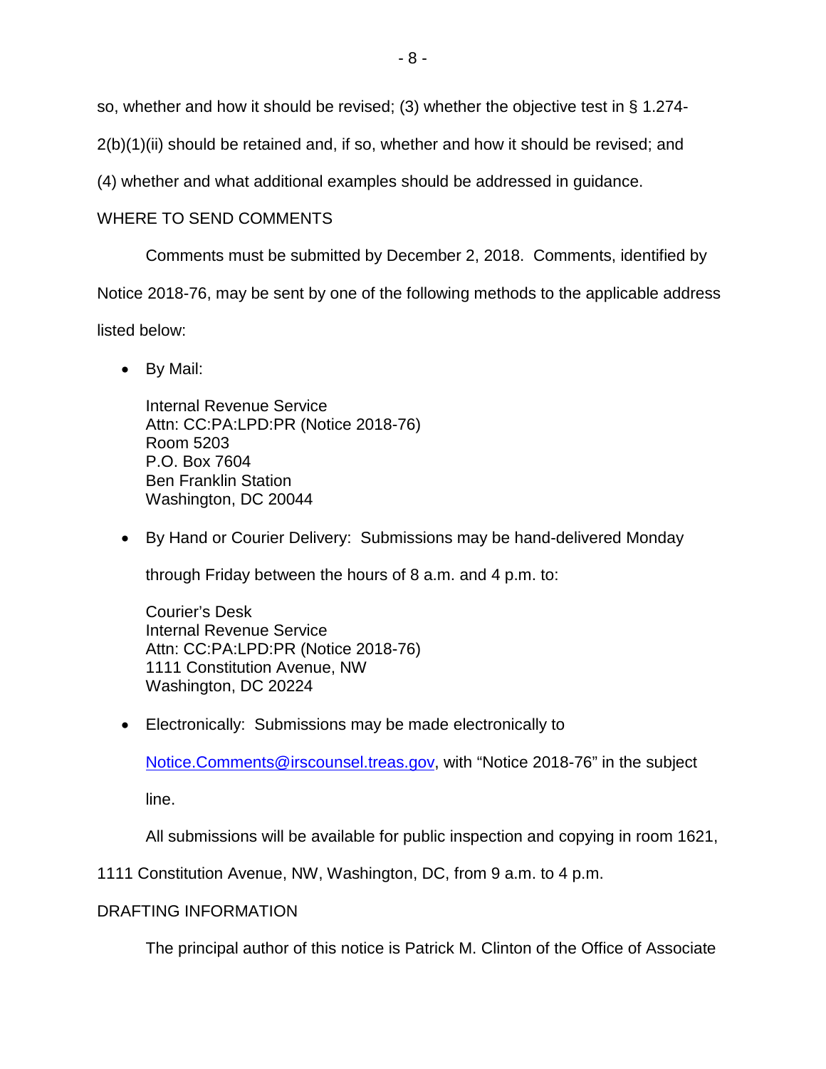so, whether and how it should be revised; (3) whether the objective test in § 1.274-2(b)(1)(ii) should be retained and, if so, whether and how it should be revised; and (4) whether and what additional examples should be addressed in guidance.

## WHERE TO SEND COMMENTS

Comments must be submitted by December 2, 2018. Comments, identified by Notice 2018-76, may be sent by one of the following methods to the applicable address listed below:

- By Mail:

  Internal Revenue Service
  Attn: CC:PA:LPD:PR (Notice 2018-76)
  Room 5203
  P.O. Box 7604
  Ben Franklin Station
  Washington, DC 20044

- By Hand or Courier Delivery: Submissions may be hand-delivered Monday through Friday between the hours of 8 a.m. and 4 p.m. to:

  Courier's Desk
  Internal Revenue Service
  Attn: CC:PA:LPD:PR (Notice 2018-76)
  1111 Constitution Avenue, NW
  Washington, DC 20224

- Electronically: Submissions may be made electronically to Notice.Comments@irscounsel.treas.gov, with "Notice 2018-76" in the subject line.

All submissions will be available for public inspection and copying in room 1621, 1111 Constitution Avenue, NW, Washington, DC, from 9 a.m. to 4 p.m.

## DRAFTING INFORMATION

The principal author of this notice is Patrick M. Clinton of the Office of Associate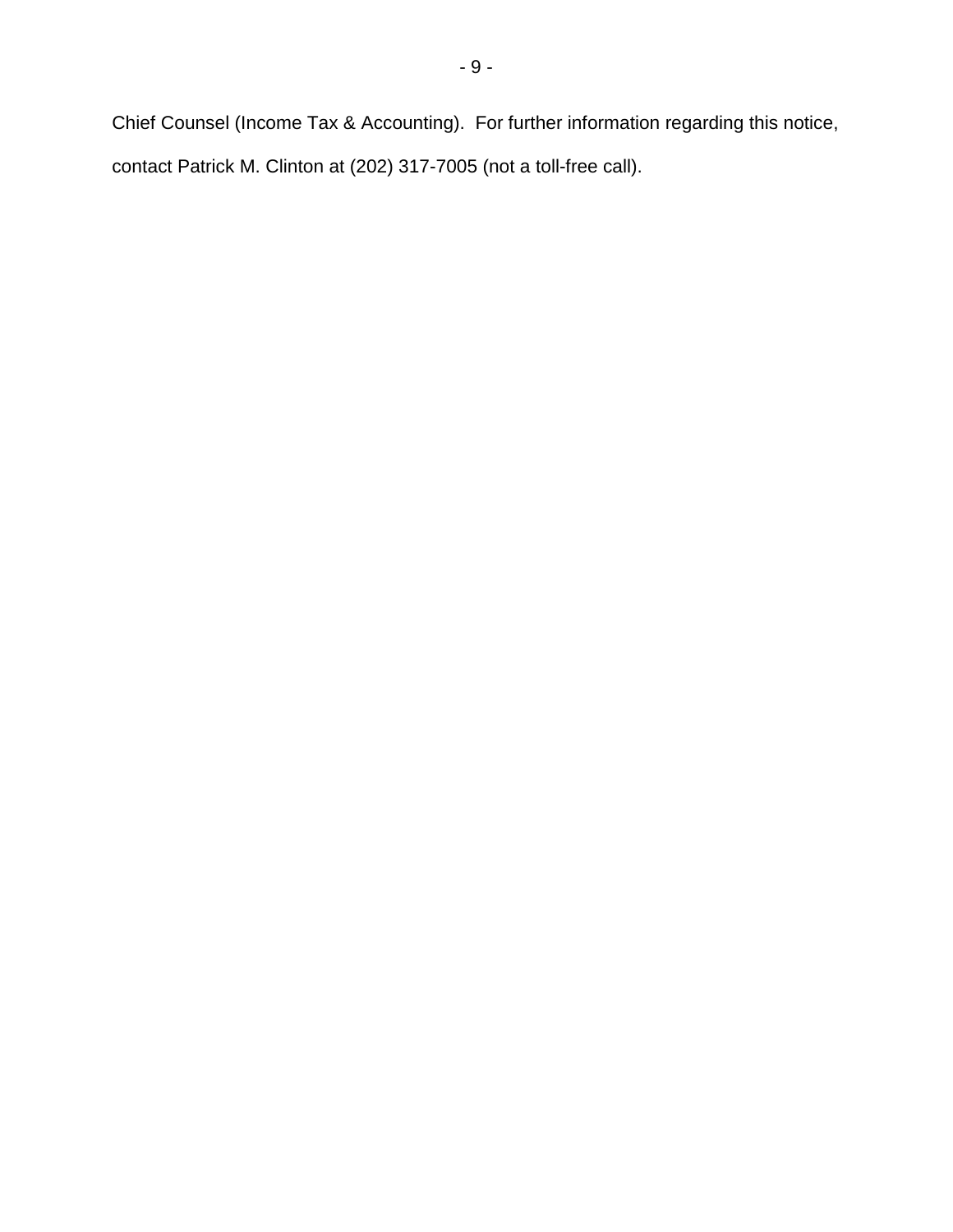Chief Counsel (Income Tax & Accounting). For further information regarding this notice, contact Patrick M. Clinton at (202) 317-7005 (not a toll-free call).